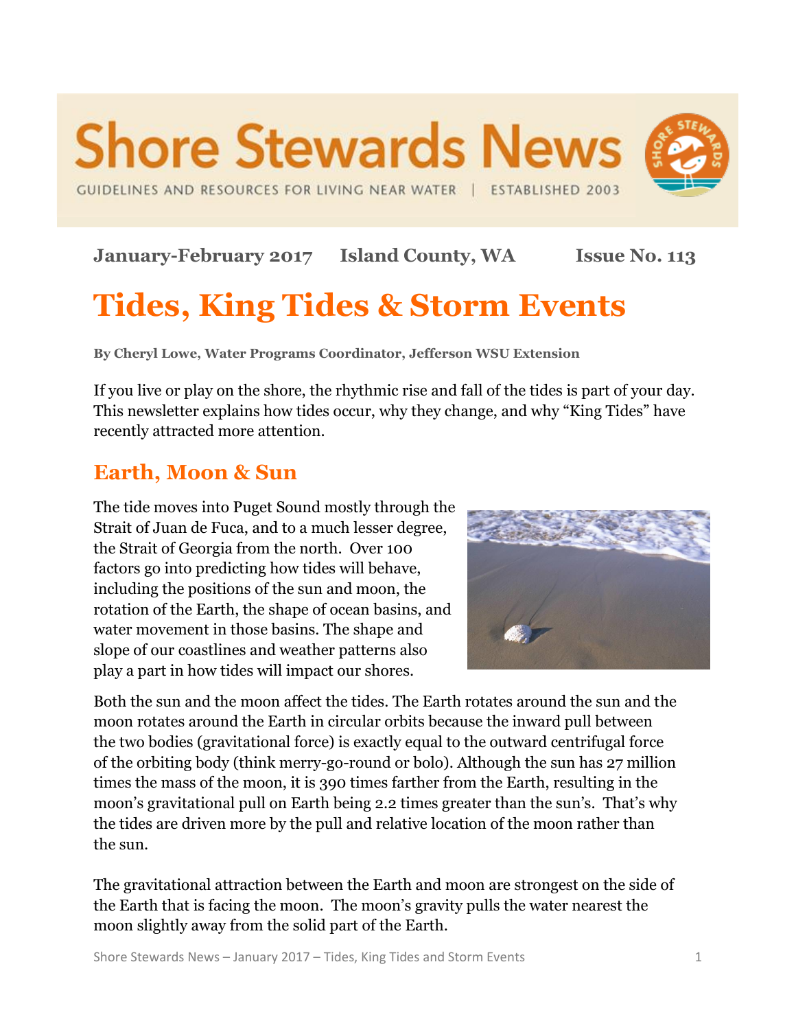# Shore Stewards News

GUIDELINES AND RESOURCES FOR LIVING NEAR WATER | ESTABLISHED 2003

**January-February 2017 Island County, WA Issue No. 113**

# Tides, King Tides & Storm Events

**By Cheryl Lowe, Water Programs Coordinator, Jefferson WSU Extension**

If you live or play on the shore, the rhythmic rise and fall of the tides is part of your day. This newsletter explains how tides occur, why they change, and why "King Tides" have recently attracted more attention.

## Earth, Moon & Sun

The tide moves into Puget Sound mostly through the Strait of Juan de Fuca, and to a much lesser degree, the Strait of Georgia from the north. Over 100 factors go into predicting how tides will behave, including the positions of the sun and moon, the rotation of the Earth, the shape of ocean basins, and water movement in those basins. The shape and slope of our coastlines and weather patterns also play a part in how tides will impact our shores.

Both the sun and the moon affect the tides. The Earth rotates around the sun and the moon rotates around the Earth in circular orbits because the inward pull between the two bodies (gravitational force) is exactly equal to the outward centrifugal force of the orbiting body (think merry-go-round or bolo). Although the sun has 27 million times the mass of the moon, it is 390 times farther from the Earth, resulting in the moon's gravitational pull on Earth being 2.2 times greater than the sun's. That's why the tides are driven more by the pull and relative location of the moon rather than the sun.

The gravitational attraction between the Earth and moon are strongest on the side of the Earth that is facing the moon. The moon's gravity pulls the water nearest the moon slightly away from the solid part of the Earth.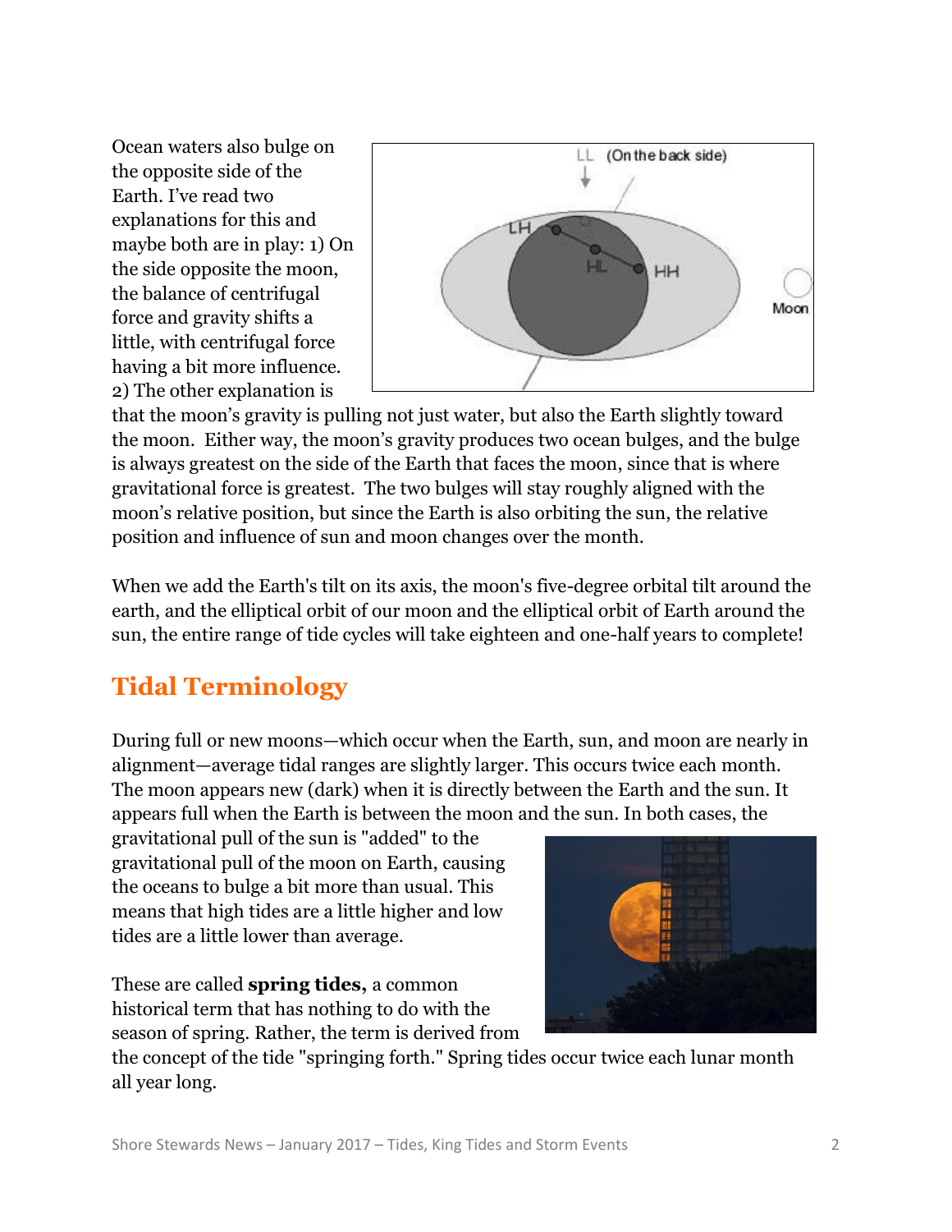Ocean waters also bulge on the opposite side of the Earth. I've read two explanations for this and maybe both are in play: 1) On the side opposite the moon, the balance of centrifugal force and gravity shifts a little, with centrifugal force having a bit more influence. 2) The other explanation is that the moon's gravity is pulling not just water, but also the Earth slightly toward the moon. Either way, the moon's gravity produces two ocean bulges, and the bulge is always greatest on the side of the Earth that faces the moon, since that is where gravitational force is greatest. The two bulges will stay roughly aligned with the moon's relative position, but since the Earth is also orbiting the sun, the relative position and influence of sun and moon changes over the month.

When we add the Earth's tilt on its axis, the moon's five-degree orbital tilt around the earth, and the elliptical orbit of our moon and the elliptical orbit of Earth around the sun, the entire range of tide cycles will take eighteen and one-half years to complete!

## Tidal Terminology

During full or new moons—which occur when the Earth, sun, and moon are nearly in alignment—average tidal ranges are slightly larger. This occurs twice each month. The moon appears new (dark) when it is directly between the Earth and the sun. It appears full when the Earth is between the moon and the sun. In both cases, the gravitational pull of the sun is "added" to the gravitational pull of the moon on Earth, causing the oceans to bulge a bit more than usual. This means that high tides are a little higher and low tides are a little lower than average.

These are called **spring tides,** a common historical term that has nothing to do with the season of spring. Rather, the term is derived from the concept of the tide "springing forth." Spring tides occur twice each lunar month all year long.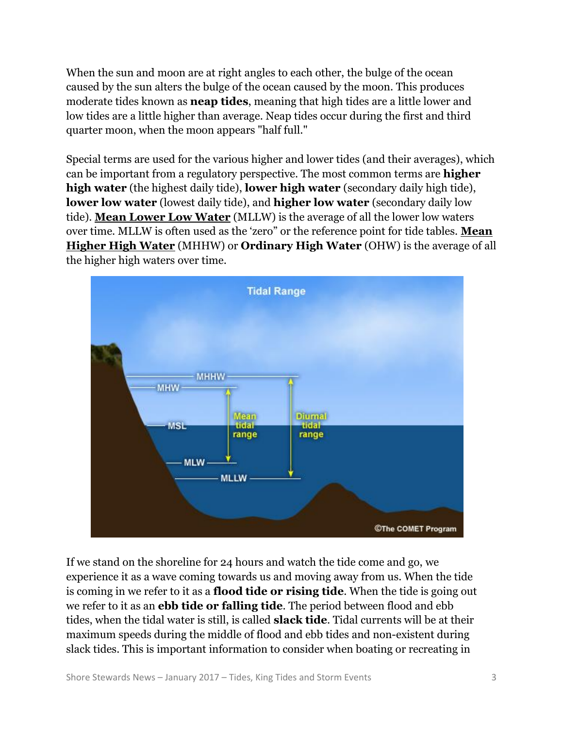When the sun and moon are at right angles to each other, the bulge of the ocean caused by the sun alters the bulge of the ocean caused by the moon. This produces moderate tides known as **neap tides**, meaning that high tides are a little lower and low tides are a little higher than average. Neap tides occur during the first and third quarter moon, when the moon appears "half full."

Special terms are used for the various higher and lower tides (and their averages), which can be important from a regulatory perspective. The most common terms are **higher high water** (the highest daily tide), **lower high water** (secondary daily high tide), **lower low water** (lowest daily tide), and **higher low water** (secondary daily low tide). **Mean Lower Low Water** (MLLW) is the average of all the lower low waters over time. MLLW is often used as the 'zero" or the reference point for tide tables. **Mean Higher High Water** (MHHW) or **Ordinary High Water** (OHW) is the average of all the higher high waters over time.

If we stand on the shoreline for 24 hours and watch the tide come and go, we experience it as a wave coming towards us and moving away from us. When the tide is coming in we refer to it as a **flood tide or rising tide**. When the tide is going out we refer to it as an **ebb tide or falling tide**. The period between flood and ebb tides, when the tidal water is still, is called **slack tide**. Tidal currents will be at their maximum speeds during the middle of flood and ebb tides and non-existent during slack tides. This is important information to consider when boating or recreating in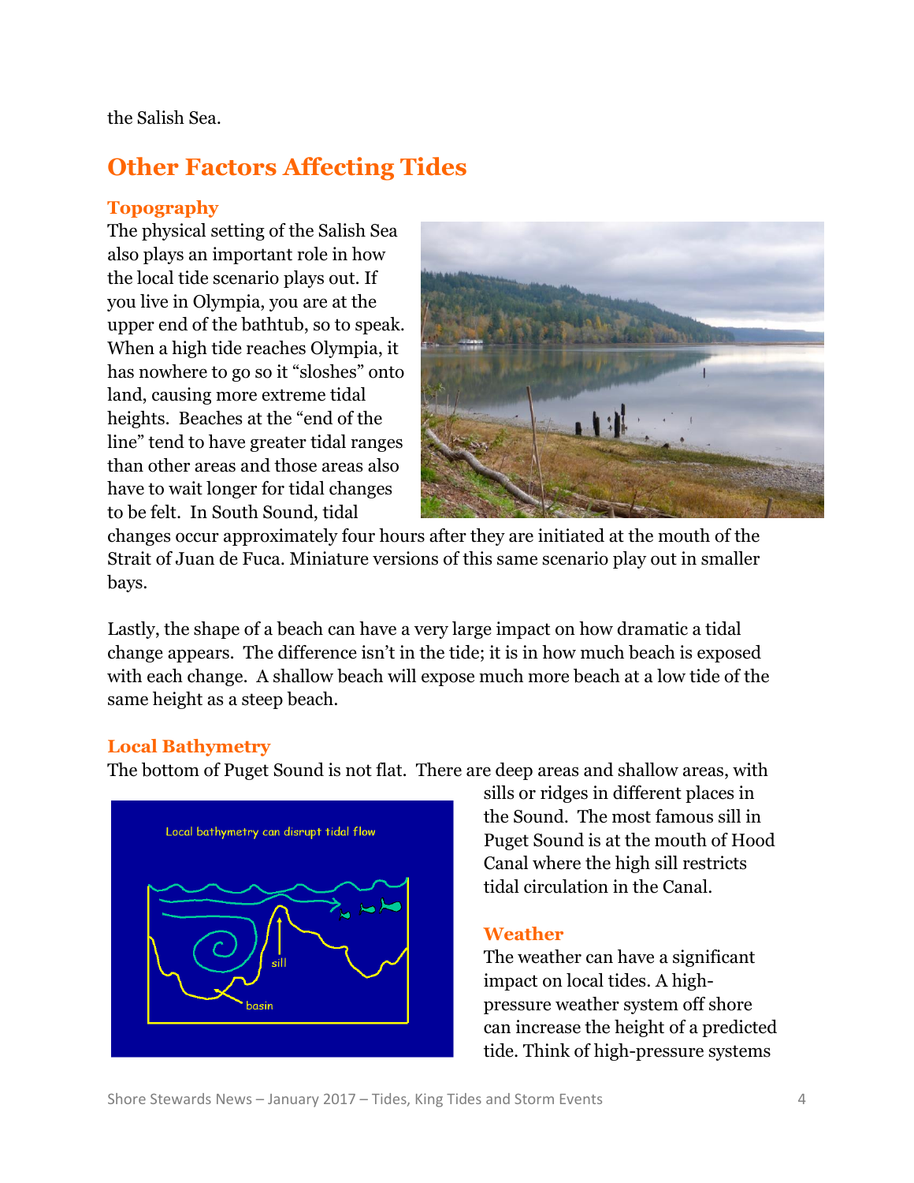the Salish Sea.

## Other Factors Affecting Tides

### Topography

The physical setting of the Salish Sea also plays an important role in how the local tide scenario plays out. If you live in Olympia, you are at the upper end of the bathtub, so to speak. When a high tide reaches Olympia, it has nowhere to go so it "sloshes" onto land, causing more extreme tidal heights. Beaches at the "end of the line" tend to have greater tidal ranges than other areas and those areas also have to wait longer for tidal changes to be felt. In South Sound, tidal changes occur approximately four hours after they are initiated at the mouth of the Strait of Juan de Fuca. Miniature versions of this same scenario play out in smaller bays.

Lastly, the shape of a beach can have a very large impact on how dramatic a tidal change appears. The difference isn't in the tide; it is in how much beach is exposed with each change. A shallow beach will expose much more beach at a low tide of the same height as a steep beach.

### Local Bathymetry

The bottom of Puget Sound is not flat. There are deep areas and shallow areas, with sills or ridges in different places in the Sound. The most famous sill in Puget Sound is at the mouth of Hood Canal where the high sill restricts tidal circulation in the Canal.

### Weather

The weather can have a significant impact on local tides. A high-pressure weather system off shore can increase the height of a predicted tide. Think of high-pressure systems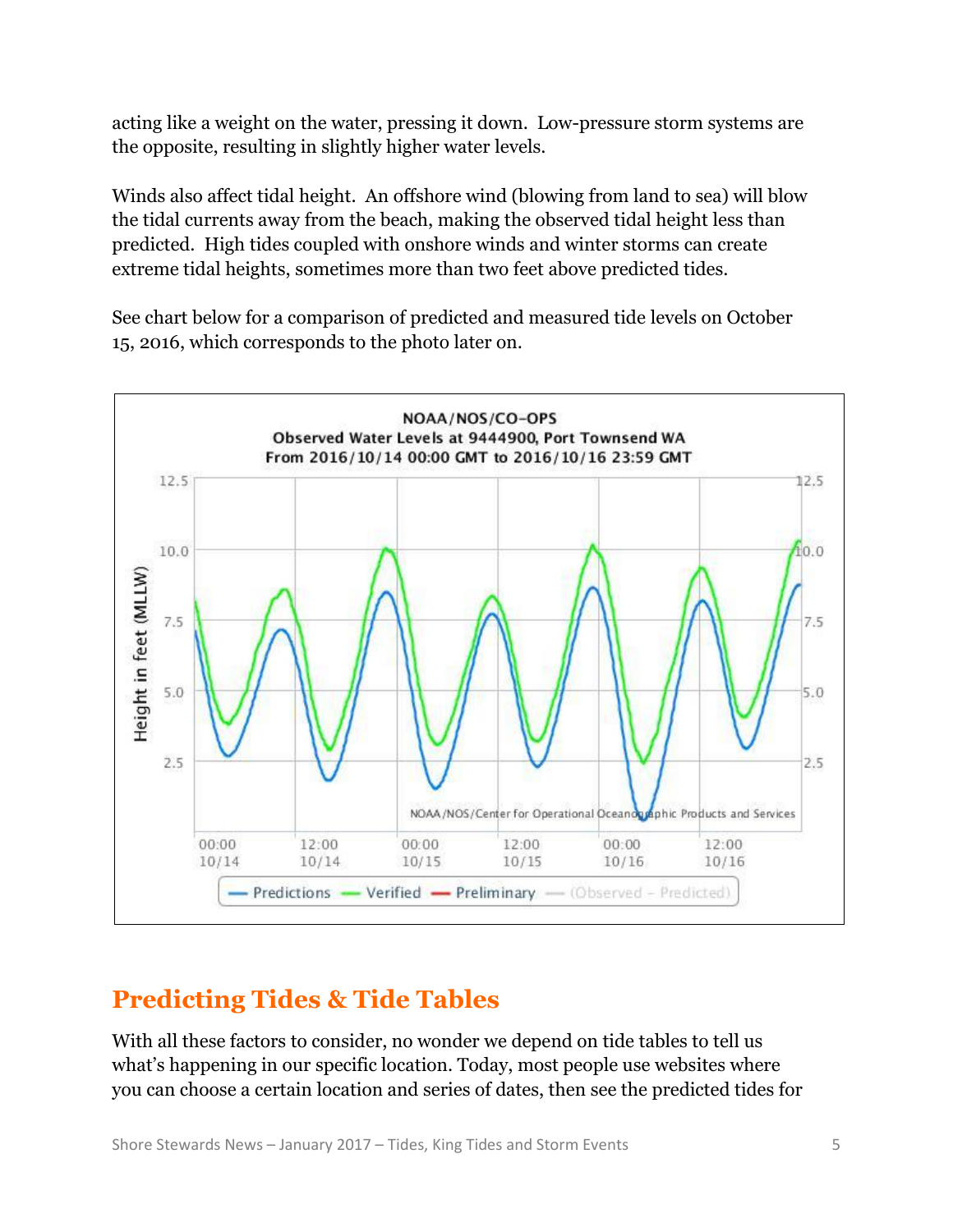acting like a weight on the water, pressing it down. Low-pressure storm systems are the opposite, resulting in slightly higher water levels.

Winds also affect tidal height. An offshore wind (blowing from land to sea) will blow the tidal currents away from the beach, making the observed tidal height less than predicted. High tides coupled with onshore winds and winter storms can create extreme tidal heights, sometimes more than two feet above predicted tides.

See chart below for a comparison of predicted and measured tide levels on October 15, 2016, which corresponds to the photo later on.

NOAA/NOS/CO-OPS
Observed Water Levels at 9444900, Port Townsend WA
From 2016/10/14 00:00 GMT to 2016/10/16 23:59 GMT

## Predicting Tides & Tide Tables

With all these factors to consider, no wonder we depend on tide tables to tell us what's happening in our specific location. Today, most people use websites where you can choose a certain location and series of dates, then see the predicted tides for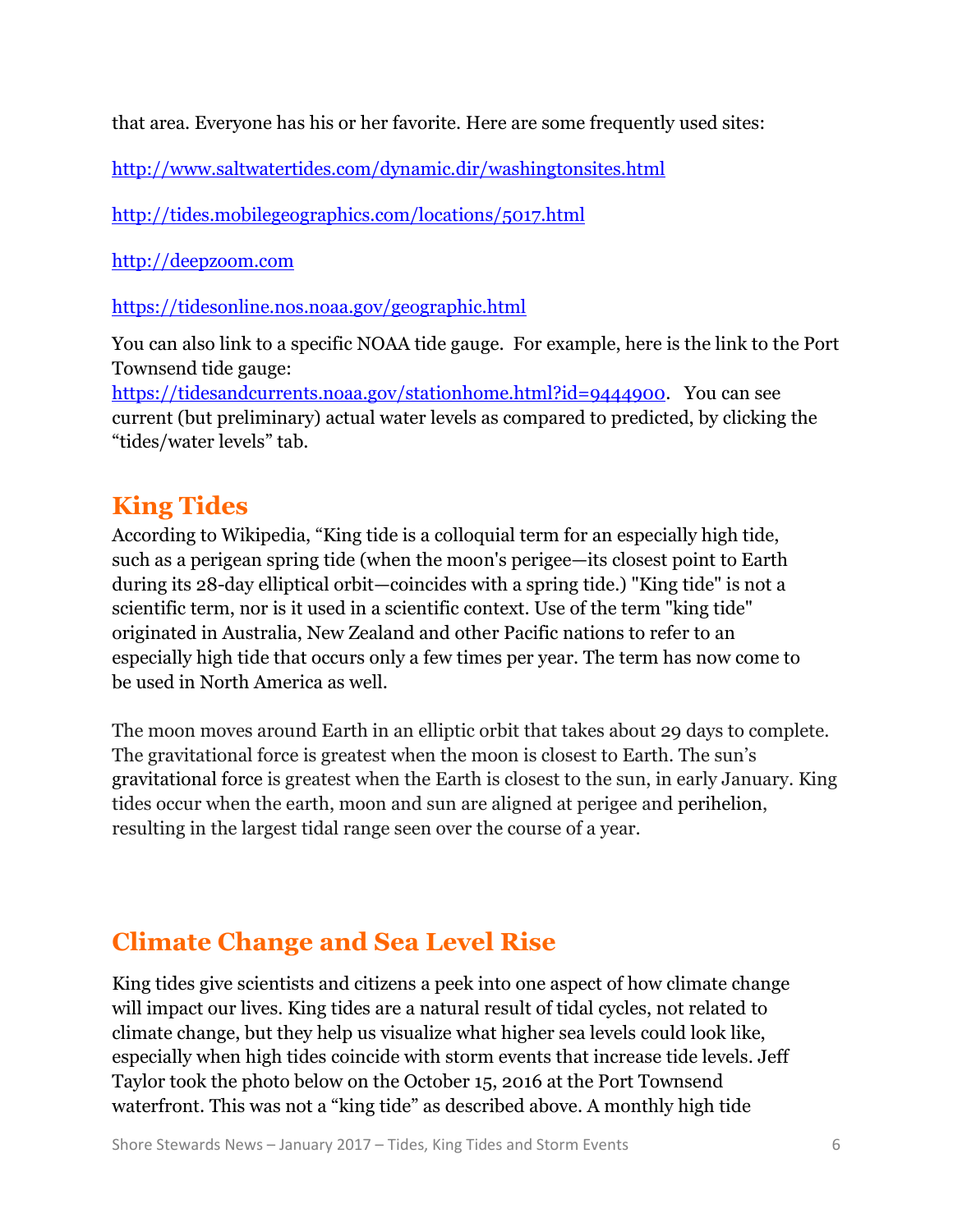that area. Everyone has his or her favorite. Here are some frequently used sites:

http://www.saltwatertides.com/dynamic.dir/washingtonsites.html

http://tides.mobilegeographics.com/locations/5017.html

http://deepzoom.com

https://tidesonline.nos.noaa.gov/geographic.html

You can also link to a specific NOAA tide gauge. For example, here is the link to the Port Townsend tide gauge: https://tidesandcurrents.noaa.gov/stationhome.html?id=9444900. You can see current (but preliminary) actual water levels as compared to predicted, by clicking the "tides/water levels" tab.

## King Tides

According to Wikipedia, "King tide is a colloquial term for an especially high tide, such as a perigean spring tide (when the moon's perigee—its closest point to Earth during its 28-day elliptical orbit—coincides with a spring tide.) "King tide" is not a scientific term, nor is it used in a scientific context. Use of the term "king tide" originated in Australia, New Zealand and other Pacific nations to refer to an especially high tide that occurs only a few times per year. The term has now come to be used in North America as well.

The moon moves around Earth in an elliptic orbit that takes about 29 days to complete. The gravitational force is greatest when the moon is closest to Earth. The sun's gravitational force is greatest when the Earth is closest to the sun, in early January. King tides occur when the earth, moon and sun are aligned at perigee and perihelion, resulting in the largest tidal range seen over the course of a year.

## Climate Change and Sea Level Rise

King tides give scientists and citizens a peek into one aspect of how climate change will impact our lives. King tides are a natural result of tidal cycles, not related to climate change, but they help us visualize what higher sea levels could look like, especially when high tides coincide with storm events that increase tide levels. Jeff Taylor took the photo below on the October 15, 2016 at the Port Townsend waterfront. This was not a "king tide" as described above. A monthly high tide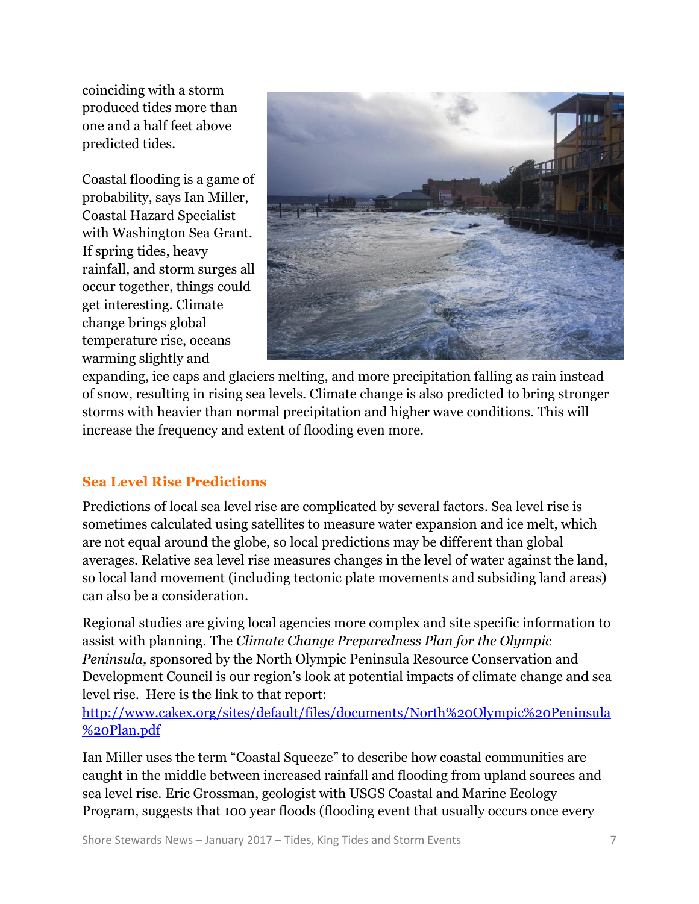coinciding with a storm produced tides more than one and a half feet above predicted tides.

Coastal flooding is a game of probability, says Ian Miller, Coastal Hazard Specialist with Washington Sea Grant. If spring tides, heavy rainfall, and storm surges all occur together, things could get interesting. Climate change brings global temperature rise, oceans warming slightly and expanding, ice caps and glaciers melting, and more precipitation falling as rain instead of snow, resulting in rising sea levels. Climate change is also predicted to bring stronger storms with heavier than normal precipitation and higher wave conditions. This will increase the frequency and extent of flooding even more.

## Sea Level Rise Predictions

Predictions of local sea level rise are complicated by several factors. Sea level rise is sometimes calculated using satellites to measure water expansion and ice melt, which are not equal around the globe, so local predictions may be different than global averages. Relative sea level rise measures changes in the level of water against the land, so local land movement (including tectonic plate movements and subsiding land areas) can also be a consideration.

Regional studies are giving local agencies more complex and site specific information to assist with planning. The *Climate Change Preparedness Plan for the Olympic Peninsula*, sponsored by the North Olympic Peninsula Resource Conservation and Development Council is our region's look at potential impacts of climate change and sea level rise. Here is the link to that report: [http://www.cakex.org/sites/default/files/documents/North%20Olympic%20Peninsula%20Plan.pdf](http://www.cakex.org/sites/default/files/documents/North%20Olympic%20Peninsula%20Plan.pdf)

Ian Miller uses the term "Coastal Squeeze" to describe how coastal communities are caught in the middle between increased rainfall and flooding from upland sources and sea level rise. Eric Grossman, geologist with USGS Coastal and Marine Ecology Program, suggests that 100 year floods (flooding event that usually occurs once every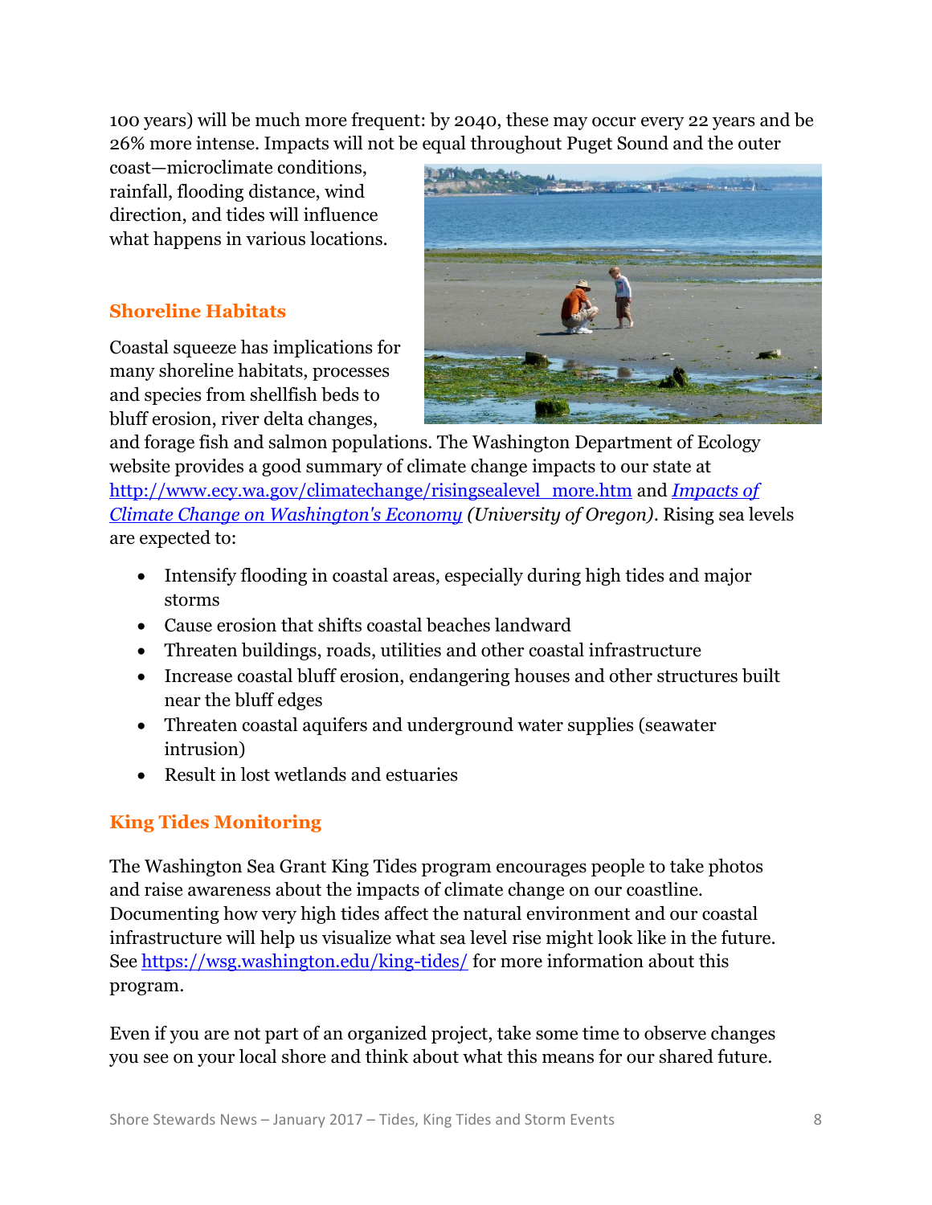100 years) will be much more frequent: by 2040, these may occur every 22 years and be 26% more intense. Impacts will not be equal throughout Puget Sound and the outer coast—microclimate conditions, rainfall, flooding distance, wind direction, and tides will influence what happens in various locations.

## Shoreline Habitats

Coastal squeeze has implications for many shoreline habitats, processes and species from shellfish beds to bluff erosion, river delta changes, and forage fish and salmon populations. The Washington Department of Ecology website provides a good summary of climate change impacts to our state at http://www.ecy.wa.gov/climatechange/risingsealevel_more.htm and *Impacts of Climate Change on Washington's Economy* *(University of Oregon)*. Rising sea levels are expected to:

- Intensify flooding in coastal areas, especially during high tides and major storms
- Cause erosion that shifts coastal beaches landward
- Threaten buildings, roads, utilities and other coastal infrastructure
- Increase coastal bluff erosion, endangering houses and other structures built near the bluff edges
- Threaten coastal aquifers and underground water supplies (seawater intrusion)
- Result in lost wetlands and estuaries

## King Tides Monitoring

The Washington Sea Grant King Tides program encourages people to take photos and raise awareness about the impacts of climate change on our coastline. Documenting how very high tides affect the natural environment and our coastal infrastructure will help us visualize what sea level rise might look like in the future. See https://wsg.washington.edu/king-tides/ for more information about this program.

Even if you are not part of an organized project, take some time to observe changes you see on your local shore and think about what this means for our shared future.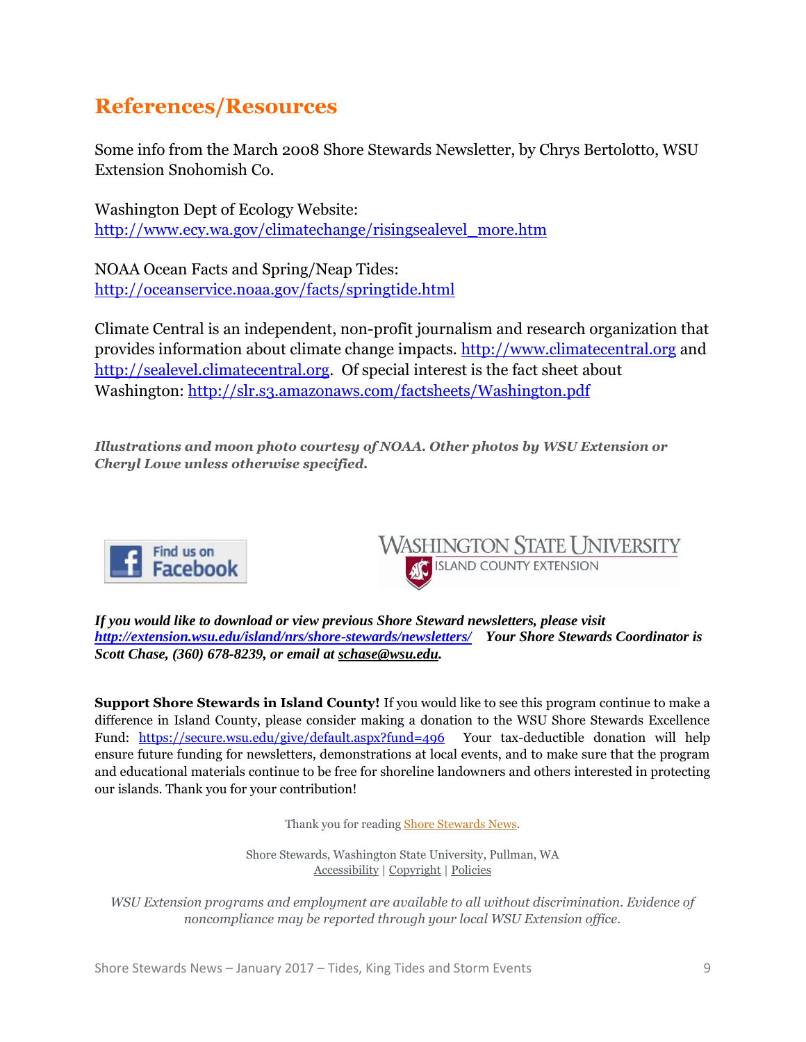## References/Resources

Some info from the March 2008 Shore Stewards Newsletter, by Chrys Bertolotto, WSU Extension Snohomish Co.

Washington Dept of Ecology Website:
http://www.ecy.wa.gov/climatechange/risingsealevel_more.htm

NOAA Ocean Facts and Spring/Neap Tides:
http://oceanservice.noaa.gov/facts/springtide.html

Climate Central is an independent, non-profit journalism and research organization that provides information about climate change impacts. http://www.climatecentral.org and http://sealevel.climatecentral.org. Of special interest is the fact sheet about Washington: http://slr.s3.amazonaws.com/factsheets/Washington.pdf

***Illustrations and moon photo courtesy of NOAA. Other photos by WSU Extension or Cheryl Lowe unless otherwise specified.***

Find us on Facebook

WASHINGTON STATE UNIVERSITY
ISLAND COUNTY EXTENSION

***If you would like to download or view previous Shore Steward newsletters, please visit http://extension.wsu.edu/island/nrs/shore-stewards/newsletters/ Your Shore Stewards Coordinator is Scott Chase, (360) 678-8239, or email at schase@wsu.edu.***

**Support Shore Stewards in Island County!** If you would like to see this program continue to make a difference in Island County, please consider making a donation to the WSU Shore Stewards Excellence Fund: https://secure.wsu.edu/give/default.aspx?fund=496 Your tax-deductible donation will help ensure future funding for newsletters, demonstrations at local events, and to make sure that the program and educational materials continue to be free for shoreline landowners and others interested in protecting our islands. Thank you for your contribution!

Thank you for reading Shore Stewards News.

Shore Stewards, Washington State University, Pullman, WA
Accessibility | Copyright | Policies

*WSU Extension programs and employment are available to all without discrimination. Evidence of noncompliance may be reported through your local WSU Extension office.*